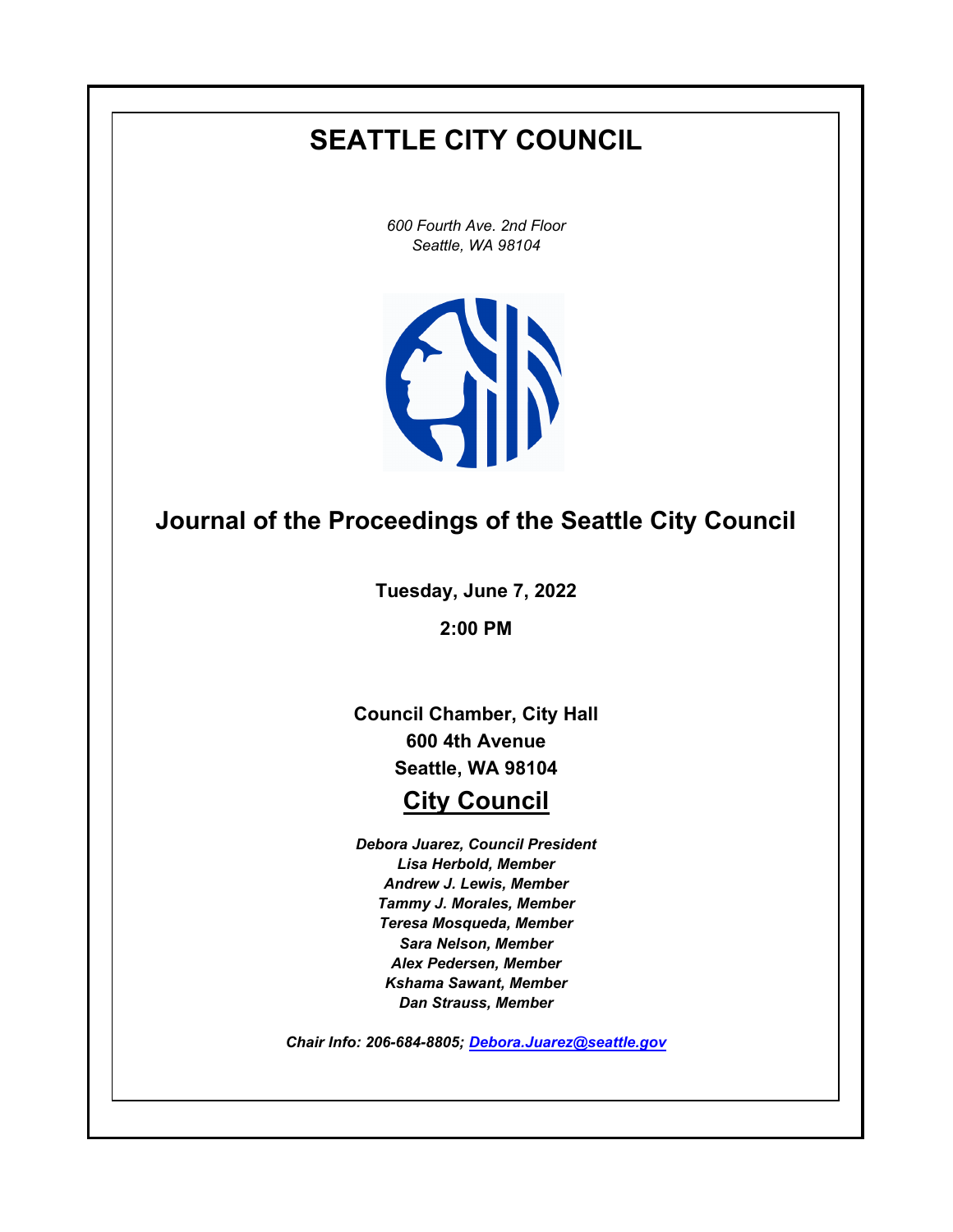# SEATTLE CITY COUNCIL

*600 Fourth Ave. 2nd Floor*
*Seattle, WA 98104*

## Journal of the Proceedings of the Seattle City Council

**Tuesday, June 7, 2022**

**2:00 PM**

**Council Chamber, City Hall**
**600 4th Avenue**
**Seattle, WA 98104**

## City Council

***Debora Juarez, Council President***
***Lisa Herbold, Member***
***Andrew J. Lewis, Member***
***Tammy J. Morales, Member***
***Teresa Mosqueda, Member***
***Sara Nelson, Member***
***Alex Pedersen, Member***
***Kshama Sawant, Member***
***Dan Strauss, Member***

***Chair Info: 206-684-8805; [Debora.Juarez@seattle.gov](mailto:Debora.Juarez@seattle.gov)***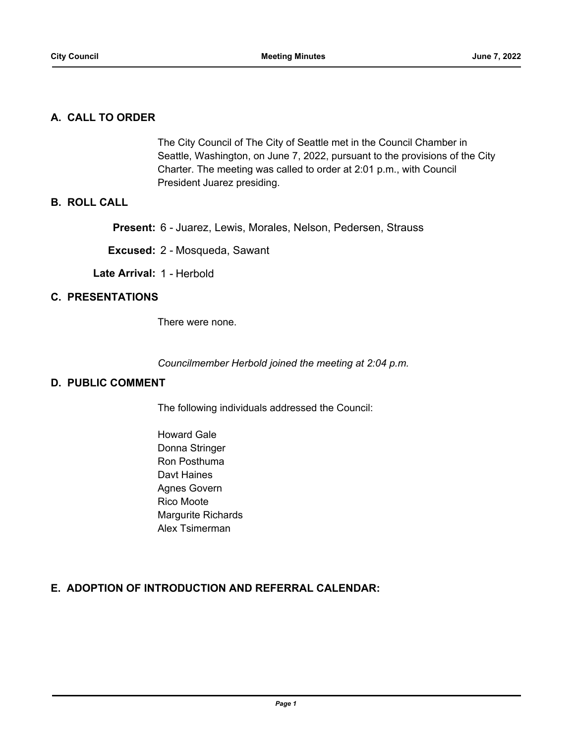## A. CALL TO ORDER

The City Council of The City of Seattle met in the Council Chamber in Seattle, Washington, on June 7, 2022, pursuant to the provisions of the City Charter. The meeting was called to order at 2:01 p.m., with Council President Juarez presiding.

## B. ROLL CALL

**Present:** 6 - Juarez, Lewis, Morales, Nelson, Pedersen, Strauss

**Excused:** 2 - Mosqueda, Sawant

**Late Arrival:** 1 - Herbold

## C. PRESENTATIONS

There were none.

*Councilmember Herbold joined the meeting at 2:04 p.m.*

## D. PUBLIC COMMENT

The following individuals addressed the Council:

Howard Gale
Donna Stringer
Ron Posthuma
Davt Haines
Agnes Govern
Rico Moote
Margurite Richards
Alex Tsimerman

## E. ADOPTION OF INTRODUCTION AND REFERRAL CALENDAR: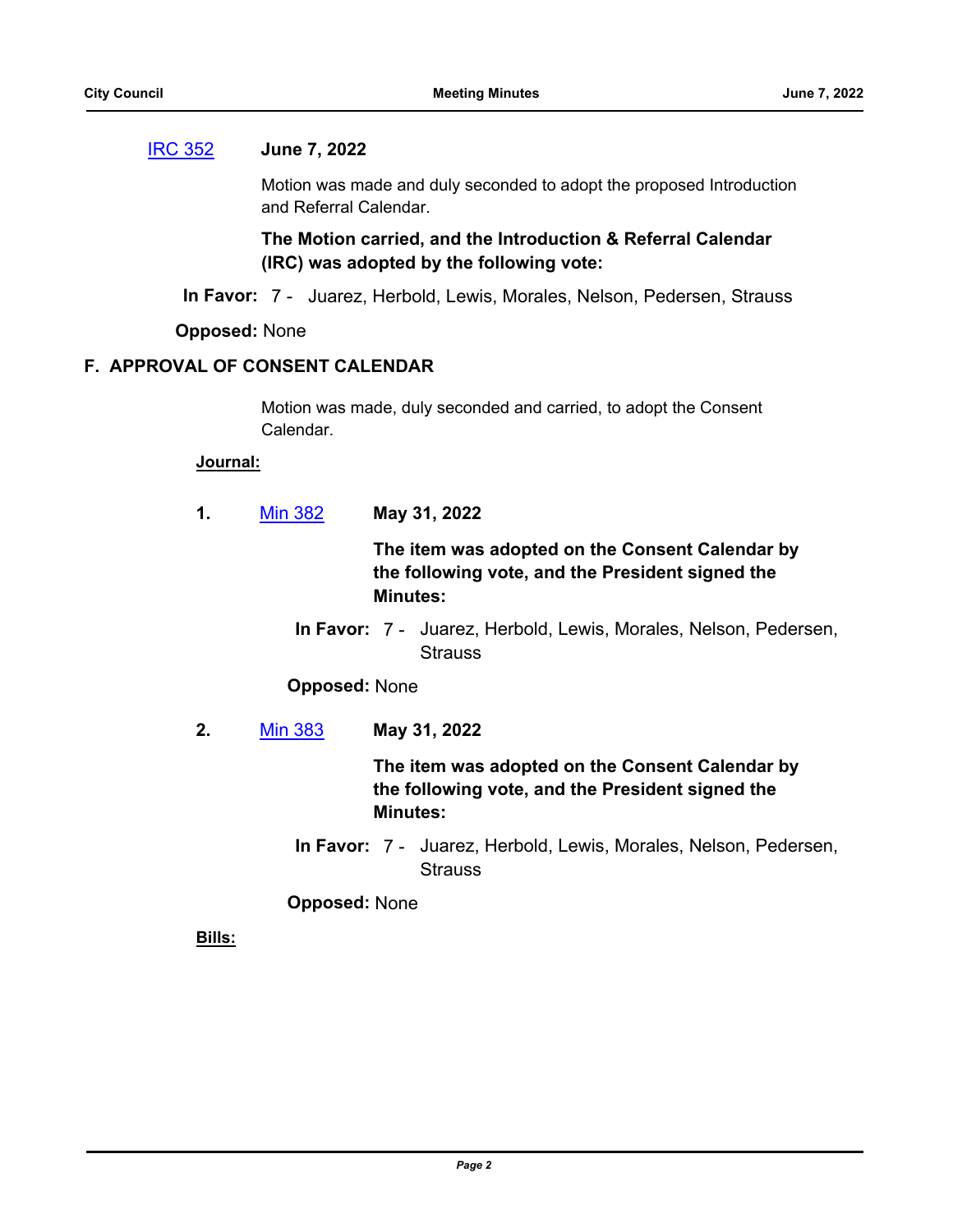[IRC 352] **June 7, 2022**

Motion was made and duly seconded to adopt the proposed Introduction and Referral Calendar.

**The Motion carried, and the Introduction & Referral Calendar (IRC) was adopted by the following vote:**

**In Favor:** 7 - Juarez, Herbold, Lewis, Morales, Nelson, Pedersen, Strauss

**Opposed:** None

## F. APPROVAL OF CONSENT CALENDAR

Motion was made, duly seconded and carried, to adopt the Consent Calendar.

**Journal:**

**1.** [Min 382] **May 31, 2022**

**The item was adopted on the Consent Calendar by the following vote, and the President signed the Minutes:**

**In Favor:** 7 - Juarez, Herbold, Lewis, Morales, Nelson, Pedersen, Strauss

**Opposed:** None

**2.** [Min 383] **May 31, 2022**

**The item was adopted on the Consent Calendar by the following vote, and the President signed the Minutes:**

**In Favor:** 7 - Juarez, Herbold, Lewis, Morales, Nelson, Pedersen, Strauss

**Opposed:** None

**Bills:**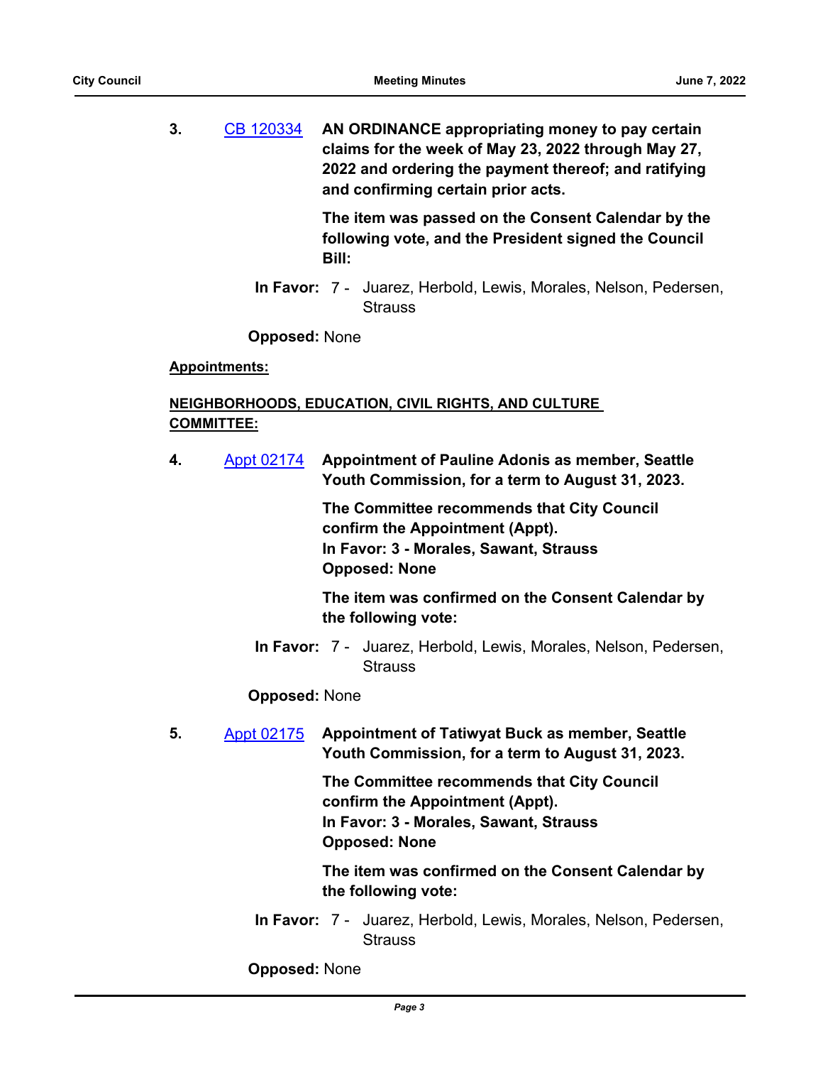**3.** CB 120334 **AN ORDINANCE appropriating money to pay certain claims for the week of May 23, 2022 through May 27, 2022 and ordering the payment thereof; and ratifying and confirming certain prior acts.**

**The item was passed on the Consent Calendar by the following vote, and the President signed the Council Bill:**

**In Favor:** 7 - Juarez, Herbold, Lewis, Morales, Nelson, Pedersen, Strauss

**Opposed:** None

**Appointments:**

**NEIGHBORHOODS, EDUCATION, CIVIL RIGHTS, AND CULTURE COMMITTEE:**

**4.** Appt 02174 **Appointment of Pauline Adonis as member, Seattle Youth Commission, for a term to August 31, 2023.**

**The Committee recommends that City Council confirm the Appointment (Appt).**
**In Favor: 3 - Morales, Sawant, Strauss**
**Opposed: None**

**The item was confirmed on the Consent Calendar by the following vote:**

**In Favor:** 7 - Juarez, Herbold, Lewis, Morales, Nelson, Pedersen, Strauss

**Opposed:** None

**5.** Appt 02175 **Appointment of Tatiwyat Buck as member, Seattle Youth Commission, for a term to August 31, 2023.**

**The Committee recommends that City Council confirm the Appointment (Appt).**
**In Favor: 3 - Morales, Sawant, Strauss**
**Opposed: None**

**The item was confirmed on the Consent Calendar by the following vote:**

**In Favor:** 7 - Juarez, Herbold, Lewis, Morales, Nelson, Pedersen, Strauss

**Opposed:** None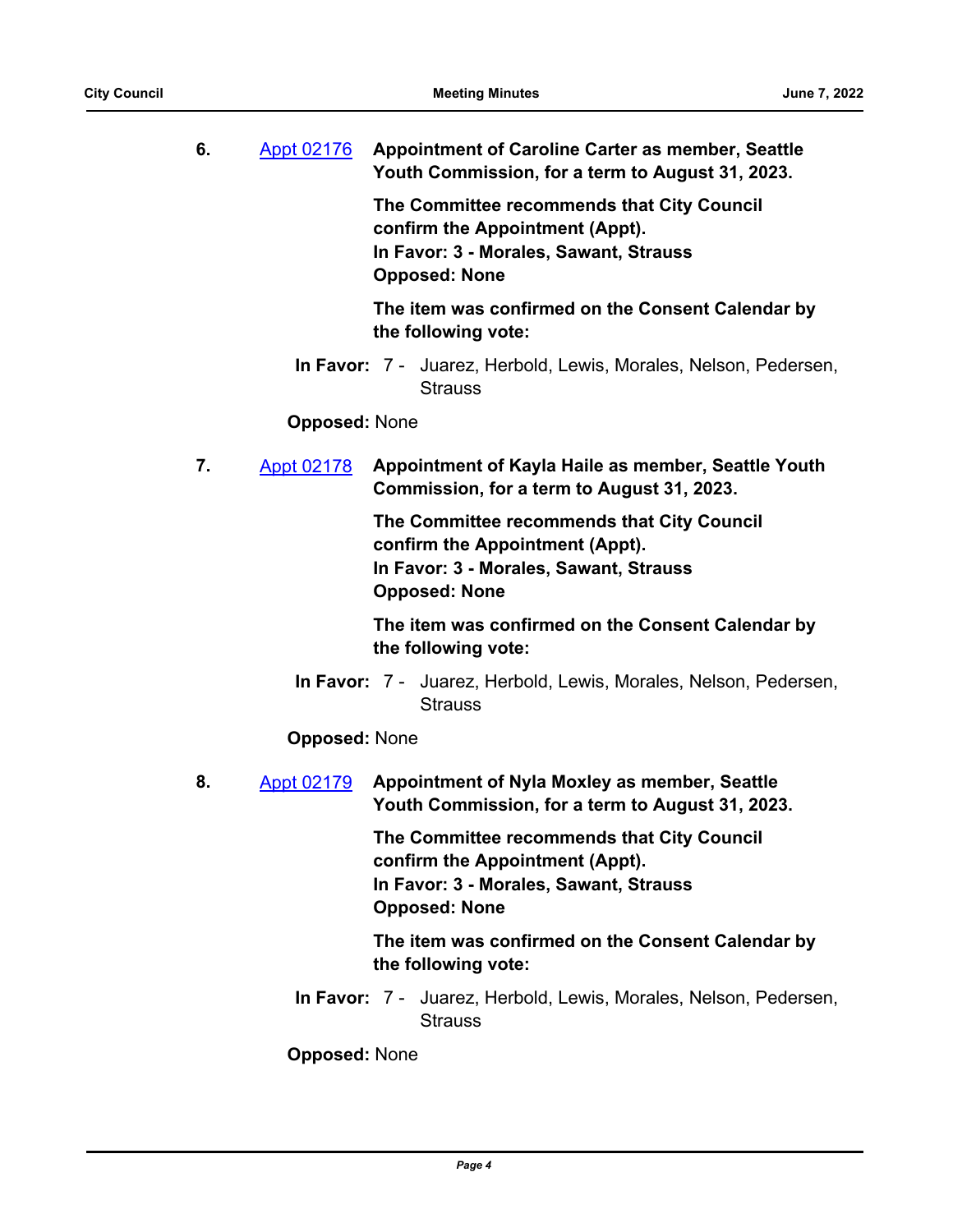6. [Appt 02176] **Appointment of Caroline Carter as member, Seattle Youth Commission, for a term to August 31, 2023.**

**The Committee recommends that City Council confirm the Appointment (Appt).**
**In Favor: 3 - Morales, Sawant, Strauss**
**Opposed: None**

**The item was confirmed on the Consent Calendar by the following vote:**

**In Favor:** 7 - Juarez, Herbold, Lewis, Morales, Nelson, Pedersen, Strauss

**Opposed:** None

7. [Appt 02178] **Appointment of Kayla Haile as member, Seattle Youth Commission, for a term to August 31, 2023.**

**The Committee recommends that City Council confirm the Appointment (Appt).**
**In Favor: 3 - Morales, Sawant, Strauss**
**Opposed: None**

**The item was confirmed on the Consent Calendar by the following vote:**

**In Favor:** 7 - Juarez, Herbold, Lewis, Morales, Nelson, Pedersen, Strauss

**Opposed:** None

8. [Appt 02179] **Appointment of Nyla Moxley as member, Seattle Youth Commission, for a term to August 31, 2023.**

**The Committee recommends that City Council confirm the Appointment (Appt).**
**In Favor: 3 - Morales, Sawant, Strauss**
**Opposed: None**

**The item was confirmed on the Consent Calendar by the following vote:**

**In Favor:** 7 - Juarez, Herbold, Lewis, Morales, Nelson, Pedersen, Strauss

**Opposed:** None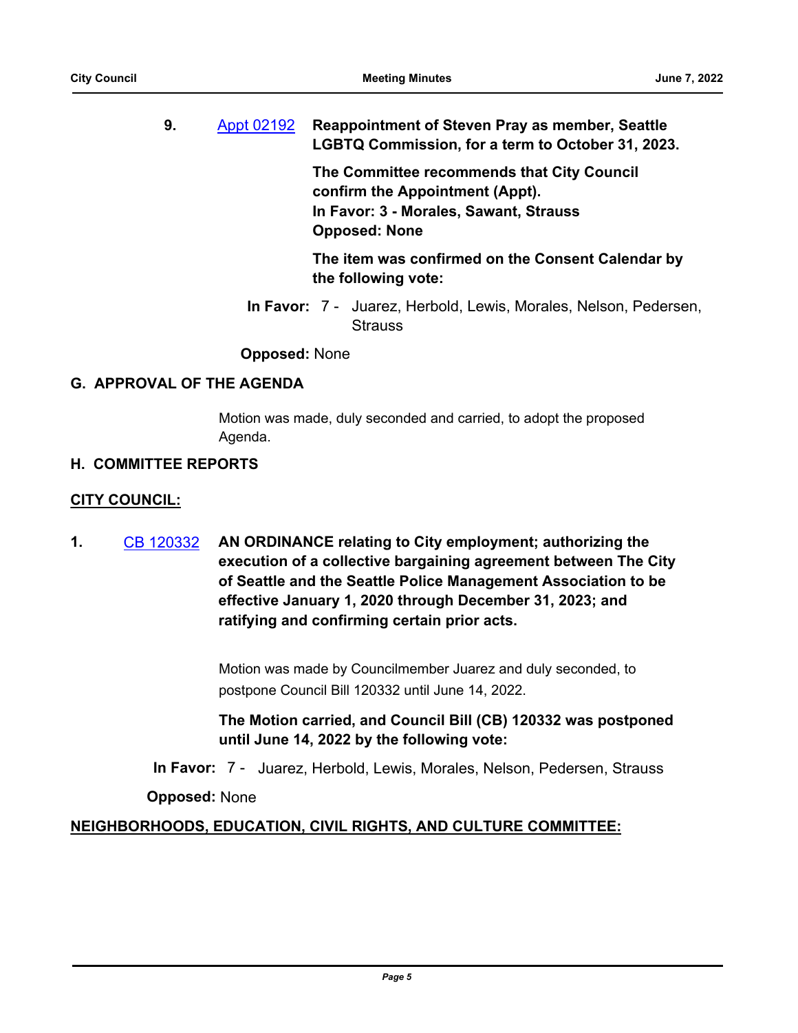9. Appt 02192 **Reappointment of Steven Pray as member, Seattle LGBTQ Commission, for a term to October 31, 2023.**

**The Committee recommends that City Council confirm the Appointment (Appt).**
**In Favor: 3 - Morales, Sawant, Strauss**
**Opposed: None**

**The item was confirmed on the Consent Calendar by the following vote:**

**In Favor:** 7 - Juarez, Herbold, Lewis, Morales, Nelson, Pedersen, Strauss

**Opposed:** None

## G. APPROVAL OF THE AGENDA

Motion was made, duly seconded and carried, to adopt the proposed Agenda.

## H. COMMITTEE REPORTS

### CITY COUNCIL:

1. CB 120332 **AN ORDINANCE relating to City employment; authorizing the execution of a collective bargaining agreement between The City of Seattle and the Seattle Police Management Association to be effective January 1, 2020 through December 31, 2023; and ratifying and confirming certain prior acts.**

Motion was made by Councilmember Juarez and duly seconded, to postpone Council Bill 120332 until June 14, 2022.

**The Motion carried, and Council Bill (CB) 120332 was postponed until June 14, 2022 by the following vote:**

**In Favor:** 7 - Juarez, Herbold, Lewis, Morales, Nelson, Pedersen, Strauss

**Opposed:** None

### NEIGHBORHOODS, EDUCATION, CIVIL RIGHTS, AND CULTURE COMMITTEE: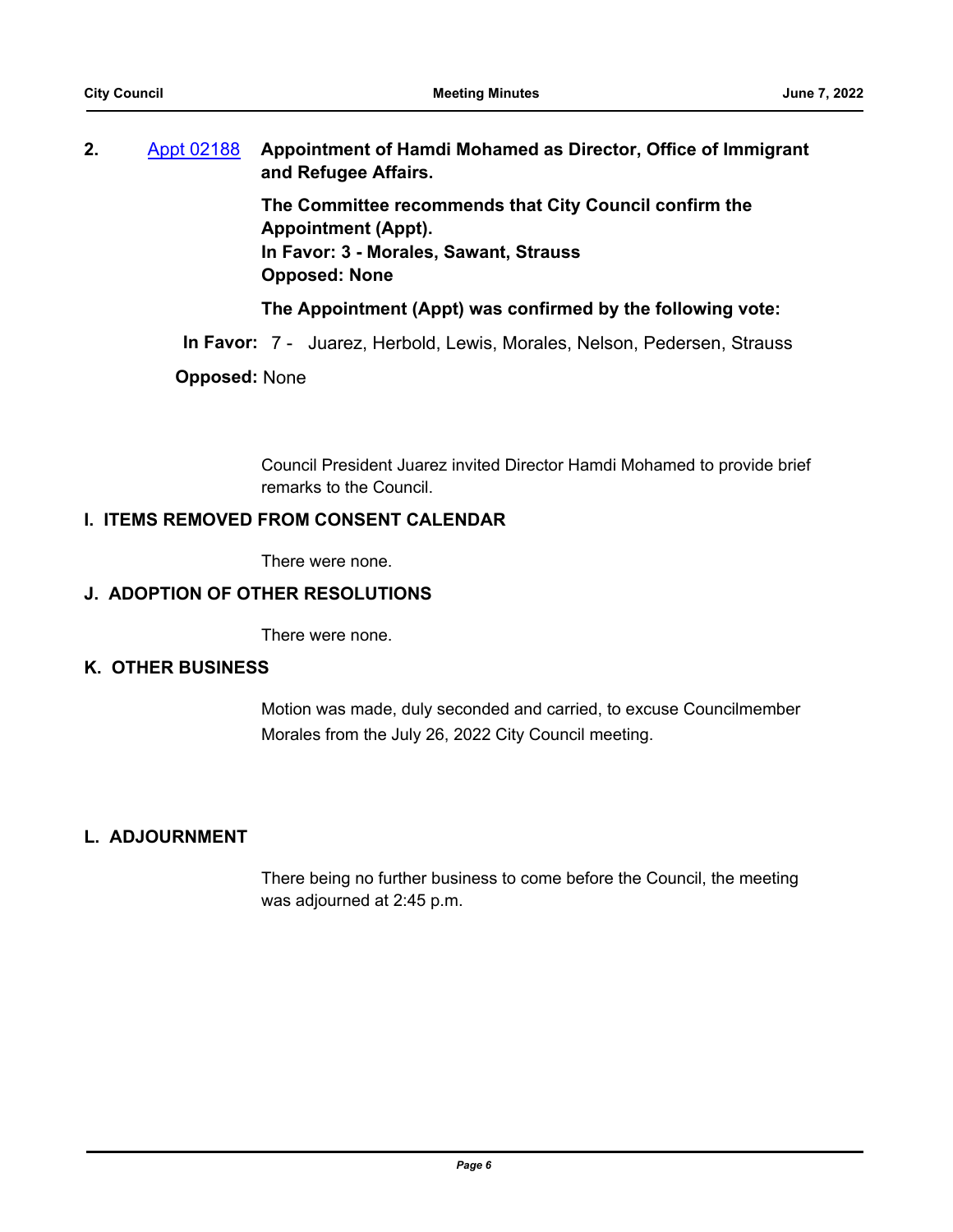**2.** [Appt 02188](#) **Appointment of Hamdi Mohamed as Director, Office of Immigrant and Refugee Affairs.**

**The Committee recommends that City Council confirm the Appointment (Appt).**
**In Favor: 3 - Morales, Sawant, Strauss**
**Opposed: None**

**The Appointment (Appt) was confirmed by the following vote:**

**In Favor:** 7 - Juarez, Herbold, Lewis, Morales, Nelson, Pedersen, Strauss

**Opposed:** None

Council President Juarez invited Director Hamdi Mohamed to provide brief remarks to the Council.

## I. ITEMS REMOVED FROM CONSENT CALENDAR

There were none.

## J. ADOPTION OF OTHER RESOLUTIONS

There were none.

## K. OTHER BUSINESS

Motion was made, duly seconded and carried, to excuse Councilmember Morales from the July 26, 2022 City Council meeting.

## L. ADJOURNMENT

There being no further business to come before the Council, the meeting was adjourned at 2:45 p.m.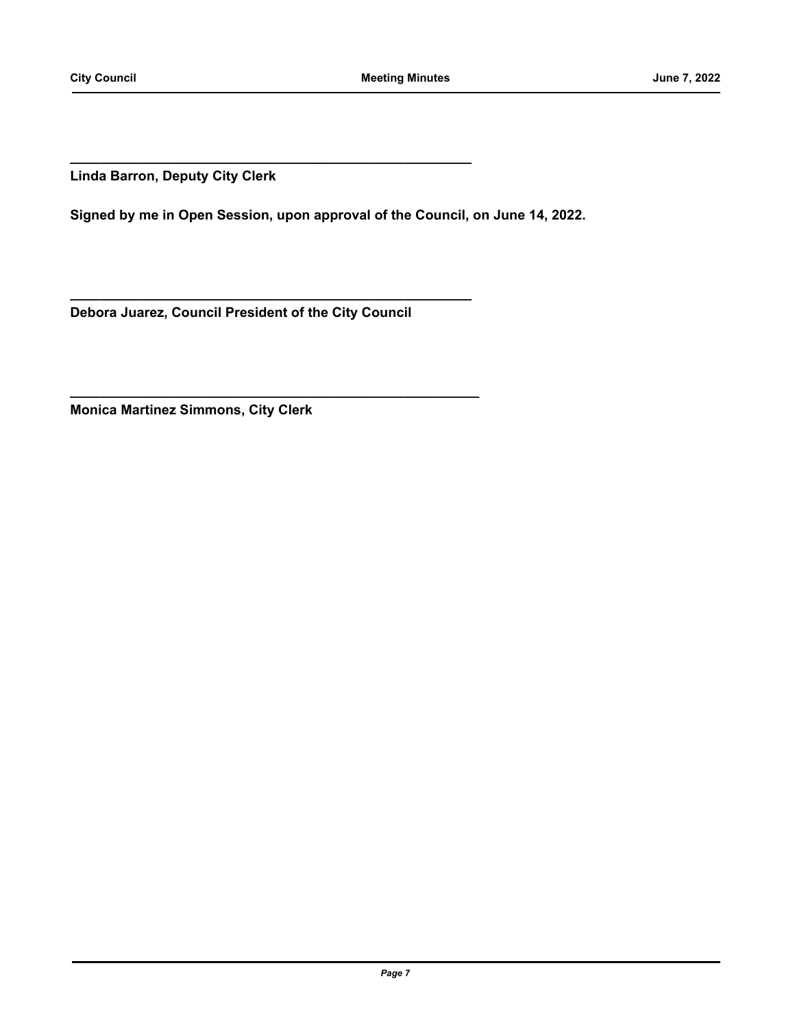\_\_\_\_\_\_\_\_\_\_\_\_\_\_\_\_\_\_\_\_\_\_\_\_\_\_\_\_\_\_\_\_\_\_\_\_\_\_\_\_\_\_\_\_\_\_\_\_\_\_\_\_

**Linda Barron, Deputy City Clerk**

**Signed by me in Open Session, upon approval of the Council, on June 14, 2022.**

\_\_\_\_\_\_\_\_\_\_\_\_\_\_\_\_\_\_\_\_\_\_\_\_\_\_\_\_\_\_\_\_\_\_\_\_\_\_\_\_\_\_\_\_\_\_\_\_\_\_\_\_

**Debora Juarez, Council President of the City Council**

\_\_\_\_\_\_\_\_\_\_\_\_\_\_\_\_\_\_\_\_\_\_\_\_\_\_\_\_\_\_\_\_\_\_\_\_\_\_\_\_\_\_\_\_\_\_\_\_\_\_\_\_

**Monica Martinez Simmons, City Clerk**